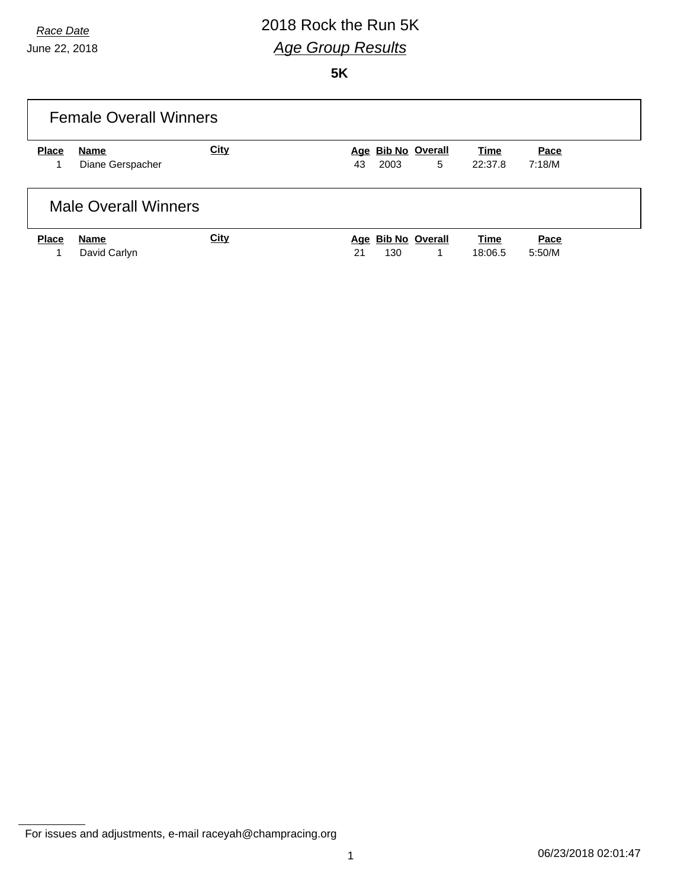*Race Date*

June 22, 2018

# 2018 Rock the Run 5K

## *Age Group Results*

**5K**

### Female Overall Winners

| Place | Name | City | Age | Bib No | Overall | Time | Pace |
|---|---|---|---|---|---|---|---|
| 1 | Diane Gerspacher | | 43 | 2003 | 5 | 22:37.8 | 7:18/M |

### Male Overall Winners

| Place | Name | City | Age | Bib No | Overall | Time | Pace |
|---|---|---|---|---|---|---|---|
| 1 | David Carlyn | | 21 | 130 | 1 | 18:06.5 | 5:50/M |

For issues and adjustments, e-mail raceyah@champracing.org

06/23/2018 02:01:47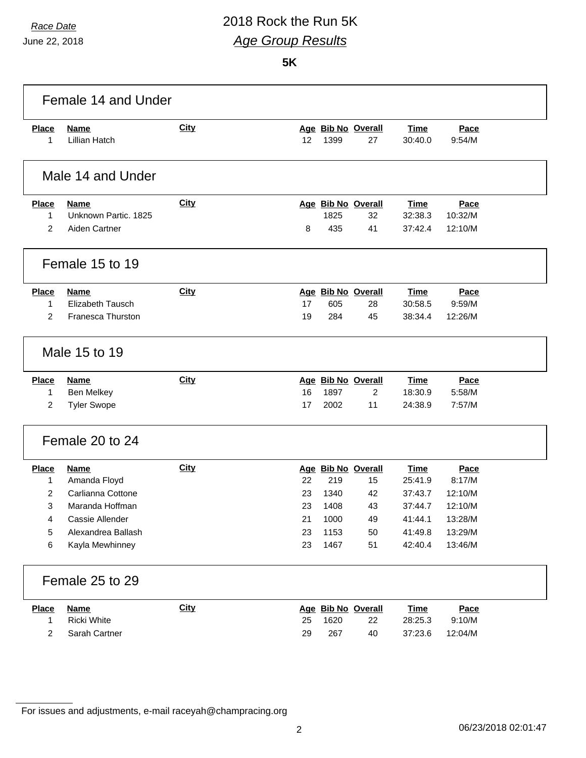*Race Date*
June 22, 2018

# 2018 Rock the Run 5K

## *Age Group Results*

**5K**

### Female 14 and Under

| Place | Name | City | Age | Bib No | Overall | Time | Pace |
|---|---|---|---|---|---|---|---|
| 1 | Lillian Hatch | | 12 | 1399 | 27 | 30:40.0 | 9:54/M |

### Male 14 and Under

| Place | Name | City | Age | Bib No | Overall | Time | Pace |
|---|---|---|---|---|---|---|---|
| 1 | Unknown Partic. 1825 | | | 1825 | 32 | 32:38.3 | 10:32/M |
| 2 | Aiden Cartner | | 8 | 435 | 41 | 37:42.4 | 12:10/M |

### Female 15 to 19

| Place | Name | City | Age | Bib No | Overall | Time | Pace |
|---|---|---|---|---|---|---|---|
| 1 | Elizabeth Tausch | | 17 | 605 | 28 | 30:58.5 | 9:59/M |
| 2 | Franesca Thurston | | 19 | 284 | 45 | 38:34.4 | 12:26/M |

### Male 15 to 19

| Place | Name | City | Age | Bib No | Overall | Time | Pace |
|---|---|---|---|---|---|---|---|
| 1 | Ben Melkey | | 16 | 1897 | 2 | 18:30.9 | 5:58/M |
| 2 | Tyler Swope | | 17 | 2002 | 11 | 24:38.9 | 7:57/M |

### Female 20 to 24

| Place | Name | City | Age | Bib No | Overall | Time | Pace |
|---|---|---|---|---|---|---|---|
| 1 | Amanda Floyd | | 22 | 219 | 15 | 25:41.9 | 8:17/M |
| 2 | Carlianna Cottone | | 23 | 1340 | 42 | 37:43.7 | 12:10/M |
| 3 | Maranda Hoffman | | 23 | 1408 | 43 | 37:44.7 | 12:10/M |
| 4 | Cassie Allender | | 21 | 1000 | 49 | 41:44.1 | 13:28/M |
| 5 | Alexandrea Ballash | | 23 | 1153 | 50 | 41:49.8 | 13:29/M |
| 6 | Kayla Mewhinney | | 23 | 1467 | 51 | 42:40.4 | 13:46/M |

### Female 25 to 29

| Place | Name | City | Age | Bib No | Overall | Time | Pace |
|---|---|---|---|---|---|---|---|
| 1 | Ricki White | | 25 | 1620 | 22 | 28:25.3 | 9:10/M |
| 2 | Sarah Cartner | | 29 | 267 | 40 | 37:23.6 | 12:04/M |

For issues and adjustments, e-mail raceyah@champracing.org

06/23/2018 02:01:47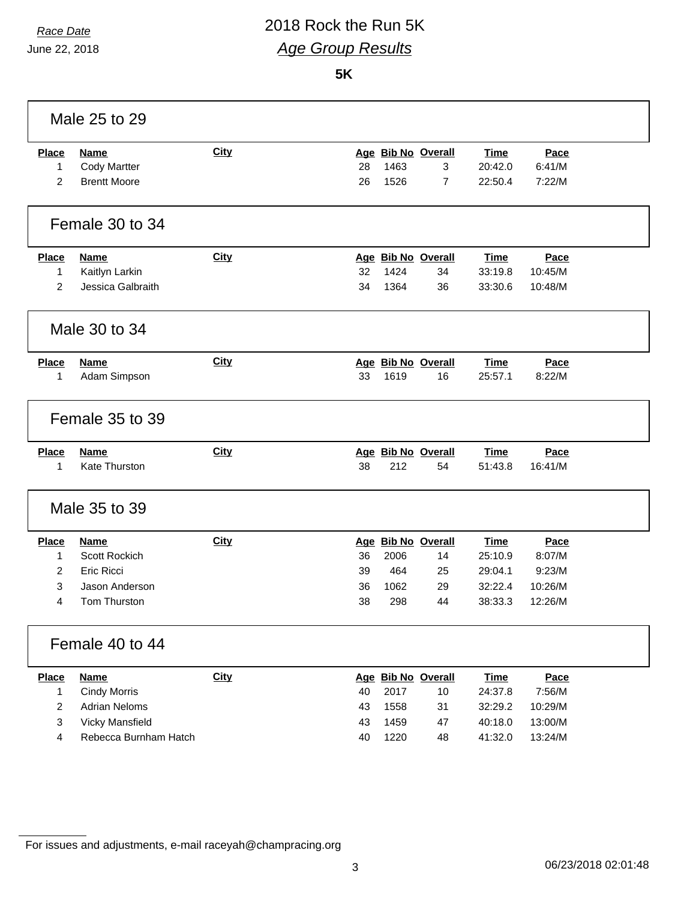*Race Date*

June 22, 2018

# 2018 Rock the Run 5K

## *Age Group Results*

**5K**

### Male 25 to 29

| Place | Name | City | Age | Bib No | Overall | Time | Pace |
|---|---|---|---|---|---|---|---|
| 1 | Cody Martter | | 28 | 1463 | 3 | 20:42.0 | 6:41/M |
| 2 | Brentt Moore | | 26 | 1526 | 7 | 22:50.4 | 7:22/M |

### Female 30 to 34

| Place | Name | City | Age | Bib No | Overall | Time | Pace |
|---|---|---|---|---|---|---|---|
| 1 | Kaitlyn Larkin | | 32 | 1424 | 34 | 33:19.8 | 10:45/M |
| 2 | Jessica Galbraith | | 34 | 1364 | 36 | 33:30.6 | 10:48/M |

### Male 30 to 34

| Place | Name | City | Age | Bib No | Overall | Time | Pace |
|---|---|---|---|---|---|---|---|
| 1 | Adam Simpson | | 33 | 1619 | 16 | 25:57.1 | 8:22/M |

### Female 35 to 39

| Place | Name | City | Age | Bib No | Overall | Time | Pace |
|---|---|---|---|---|---|---|---|
| 1 | Kate Thurston | | 38 | 212 | 54 | 51:43.8 | 16:41/M |

### Male 35 to 39

| Place | Name | City | Age | Bib No | Overall | Time | Pace |
|---|---|---|---|---|---|---|---|
| 1 | Scott Rockich | | 36 | 2006 | 14 | 25:10.9 | 8:07/M |
| 2 | Eric Ricci | | 39 | 464 | 25 | 29:04.1 | 9:23/M |
| 3 | Jason Anderson | | 36 | 1062 | 29 | 32:22.4 | 10:26/M |
| 4 | Tom Thurston | | 38 | 298 | 44 | 38:33.3 | 12:26/M |

### Female 40 to 44

| Place | Name | City | Age | Bib No | Overall | Time | Pace |
|---|---|---|---|---|---|---|---|
| 1 | Cindy Morris | | 40 | 2017 | 10 | 24:37.8 | 7:56/M |
| 2 | Adrian Neloms | | 43 | 1558 | 31 | 32:29.2 | 10:29/M |
| 3 | Vicky Mansfield | | 43 | 1459 | 47 | 40:18.0 | 13:00/M |
| 4 | Rebecca Burnham Hatch | | 40 | 1220 | 48 | 41:32.0 | 13:24/M |

For issues and adjustments, e-mail raceyah@champracing.org

06/23/2018 02:01:48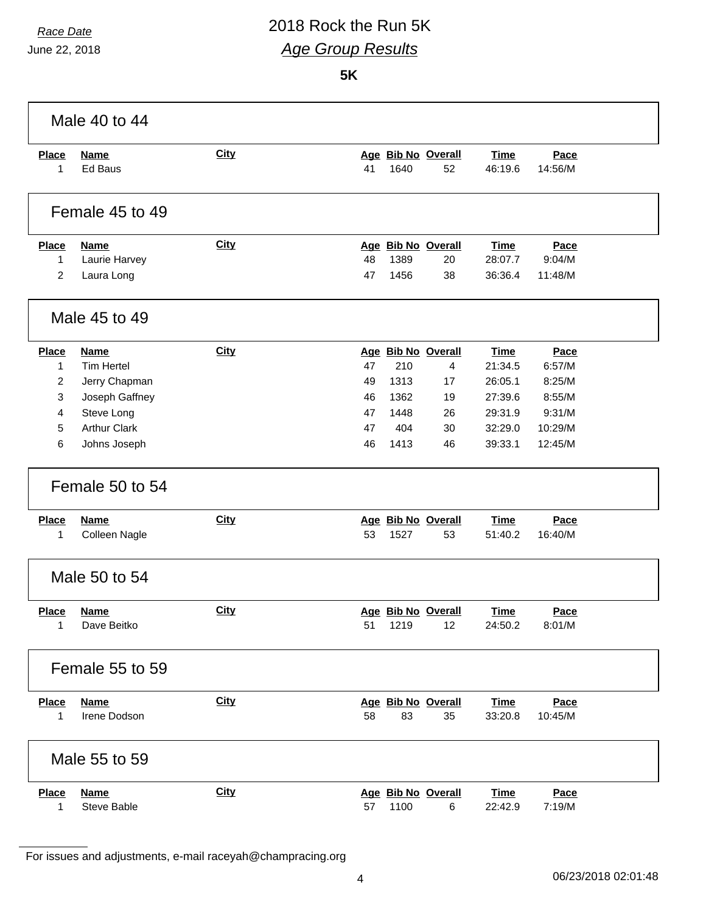*Race Date*
June 22, 2018

# 2018 Rock the Run 5K

## *Age Group Results*

**5K**

### Male 40 to 44

| Place | Name | City | Age | Bib No | Overall | Time | Pace |
|---|---|---|---|---|---|---|---|
| 1 | Ed Baus | | 41 | 1640 | 52 | 46:19.6 | 14:56/M |

### Female 45 to 49

| Place | Name | City | Age | Bib No | Overall | Time | Pace |
|---|---|---|---|---|---|---|---|
| 1 | Laurie Harvey | | 48 | 1389 | 20 | 28:07.7 | 9:04/M |
| 2 | Laura Long | | 47 | 1456 | 38 | 36:36.4 | 11:48/M |

### Male 45 to 49

| Place | Name | City | Age | Bib No | Overall | Time | Pace |
|---|---|---|---|---|---|---|---|
| 1 | Tim Hertel | | 47 | 210 | 4 | 21:34.5 | 6:57/M |
| 2 | Jerry Chapman | | 49 | 1313 | 17 | 26:05.1 | 8:25/M |
| 3 | Joseph Gaffney | | 46 | 1362 | 19 | 27:39.6 | 8:55/M |
| 4 | Steve Long | | 47 | 1448 | 26 | 29:31.9 | 9:31/M |
| 5 | Arthur Clark | | 47 | 404 | 30 | 32:29.0 | 10:29/M |
| 6 | Johns Joseph | | 46 | 1413 | 46 | 39:33.1 | 12:45/M |

### Female 50 to 54

| Place | Name | City | Age | Bib No | Overall | Time | Pace |
|---|---|---|---|---|---|---|---|
| 1 | Colleen Nagle | | 53 | 1527 | 53 | 51:40.2 | 16:40/M |

### Male 50 to 54

| Place | Name | City | Age | Bib No | Overall | Time | Pace |
|---|---|---|---|---|---|---|---|
| 1 | Dave Beitko | | 51 | 1219 | 12 | 24:50.2 | 8:01/M |

### Female 55 to 59

| Place | Name | City | Age | Bib No | Overall | Time | Pace |
|---|---|---|---|---|---|---|---|
| 1 | Irene Dodson | | 58 | 83 | 35 | 33:20.8 | 10:45/M |

### Male 55 to 59

| Place | Name | City | Age | Bib No | Overall | Time | Pace |
|---|---|---|---|---|---|---|---|
| 1 | Steve Bable | | 57 | 1100 | 6 | 22:42.9 | 7:19/M |

For issues and adjustments, e-mail raceyah@champracing.org

06/23/2018 02:01:48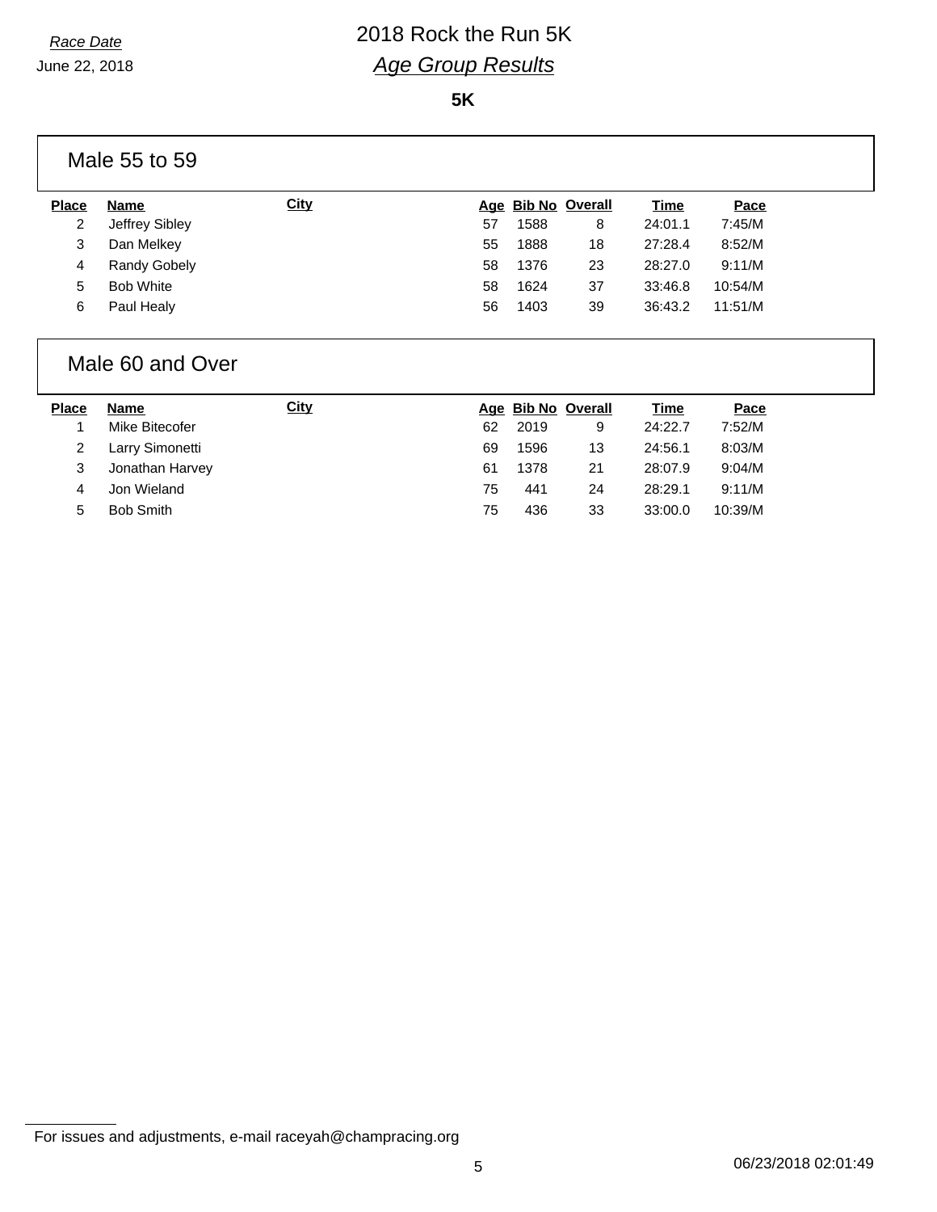Race Date

June 22, 2018

# 2018 Rock the Run 5K

## *Age Group Results*

**5K**

### Male 55 to 59

| Place | Name | City | Age | Bib No | Overall | Time | Pace |
|---|---|---|---|---|---|---|---|
| 2 | Jeffrey Sibley | | 57 | 1588 | 8 | 24:01.1 | 7:45/M |
| 3 | Dan Melkey | | 55 | 1888 | 18 | 27:28.4 | 8:52/M |
| 4 | Randy Gobely | | 58 | 1376 | 23 | 28:27.0 | 9:11/M |
| 5 | Bob White | | 58 | 1624 | 37 | 33:46.8 | 10:54/M |
| 6 | Paul Healy | | 56 | 1403 | 39 | 36:43.2 | 11:51/M |

### Male 60 and Over

| Place | Name | City | Age | Bib No | Overall | Time | Pace |
|---|---|---|---|---|---|---|---|
| 1 | Mike Bitecofer | | 62 | 2019 | 9 | 24:22.7 | 7:52/M |
| 2 | Larry Simonetti | | 69 | 1596 | 13 | 24:56.1 | 8:03/M |
| 3 | Jonathan Harvey | | 61 | 1378 | 21 | 28:07.9 | 9:04/M |
| 4 | Jon Wieland | | 75 | 441 | 24 | 28:29.1 | 9:11/M |
| 5 | Bob Smith | | 75 | 436 | 33 | 33:00.0 | 10:39/M |

For issues and adjustments, e-mail raceyah@champracing.org

06/23/2018 02:01:49